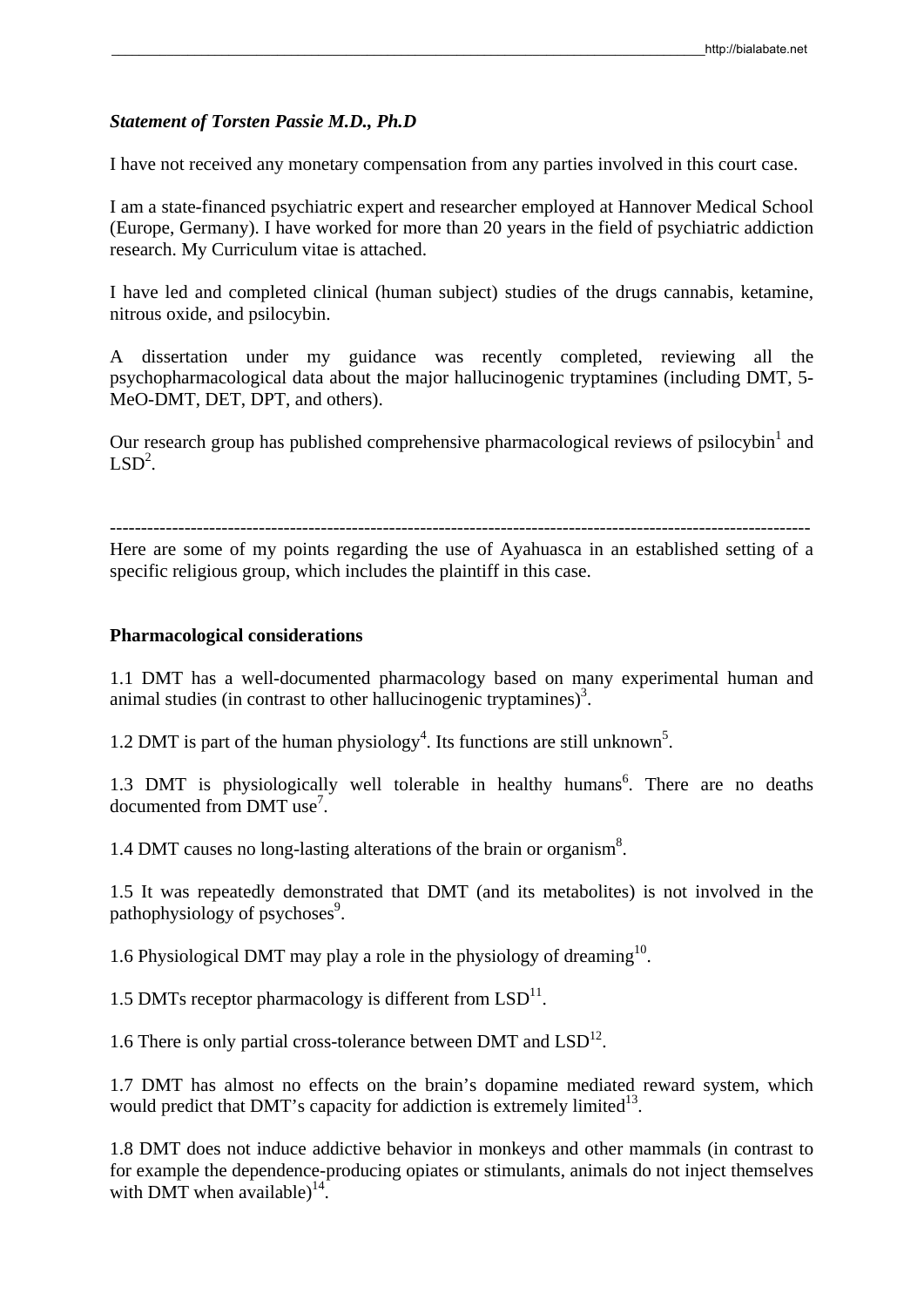***Statement of Torsten Passie M.D., Ph.D***

I have not received any monetary compensation from any parties involved in this court case.

I am a state-financed psychiatric expert and researcher employed at Hannover Medical School (Europe, Germany). I have worked for more than 20 years in the field of psychiatric addiction research. My Curriculum vitae is attached.

I have led and completed clinical (human subject) studies of the drugs cannabis, ketamine, nitrous oxide, and psilocybin.

A dissertation under my guidance was recently completed, reviewing all the psychopharmacological data about the major hallucinogenic tryptamines (including DMT, 5-MeO-DMT, DET, DPT, and others).

Our research group has published comprehensive pharmacological reviews of psilocybin[1] and LSD[2].

---

Here are some of my points regarding the use of Ayahuasca in an established setting of a specific religious group, which includes the plaintiff in this case.

**Pharmacological considerations**

1.1 DMT has a well-documented pharmacology based on many experimental human and animal studies (in contrast to other hallucinogenic tryptamines)[3].

1.2 DMT is part of the human physiology[4]. Its functions are still unknown[5].

1.3 DMT is physiologically well tolerable in healthy humans[6]. There are no deaths documented from DMT use[7].

1.4 DMT causes no long-lasting alterations of the brain or organism[8].

1.5 It was repeatedly demonstrated that DMT (and its metabolites) is not involved in the pathophysiology of psychoses[9].

1.6 Physiological DMT may play a role in the physiology of dreaming[10].

1.5 DMTs receptor pharmacology is different from LSD[11].

1.6 There is only partial cross-tolerance between DMT and LSD[12].

1.7 DMT has almost no effects on the brain's dopamine mediated reward system, which would predict that DMT's capacity for addiction is extremely limited[13].

1.8 DMT does not induce addictive behavior in monkeys and other mammals (in contrast to for example the dependence-producing opiates or stimulants, animals do not inject themselves with DMT when available)[14].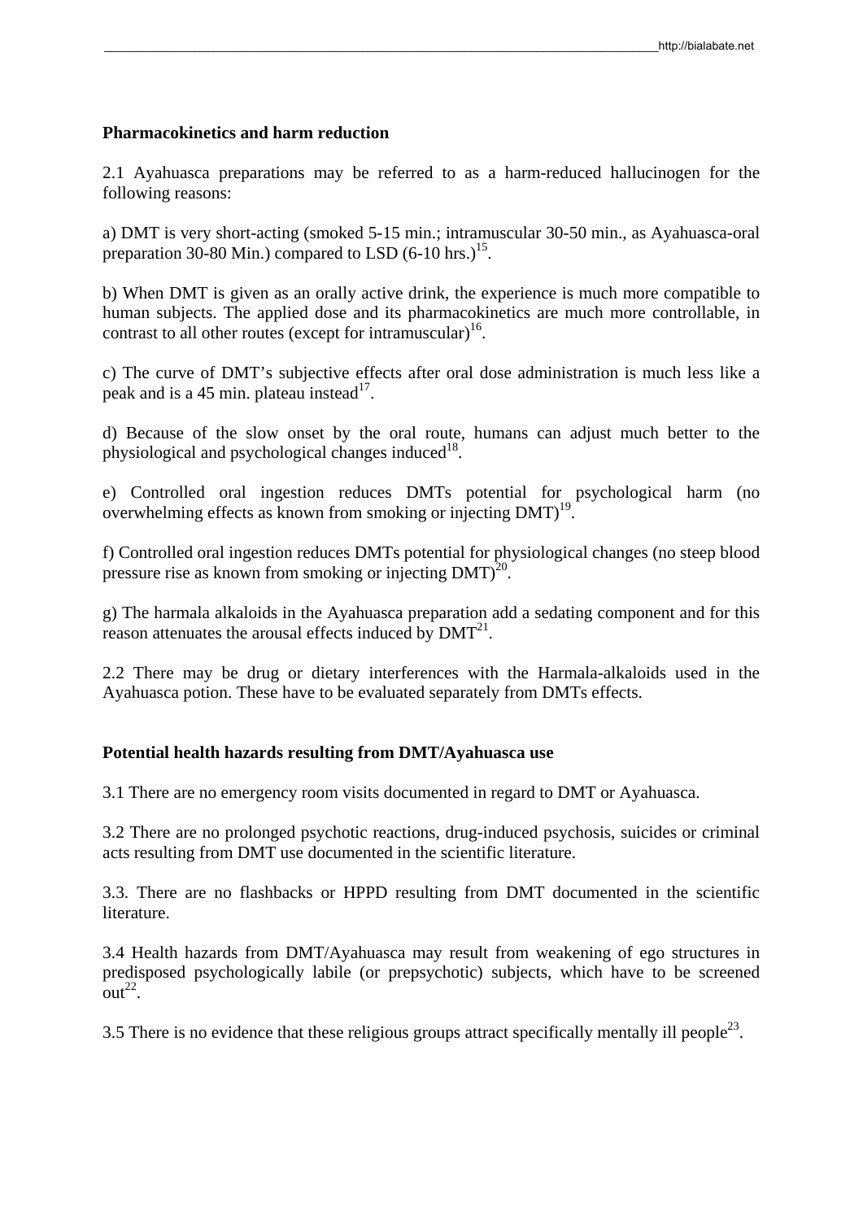**Pharmacokinetics and harm reduction**

2.1 Ayahuasca preparations may be referred to as a harm-reduced hallucinogen for the following reasons:

a) DMT is very short-acting (smoked 5-15 min.; intramuscular 30-50 min., as Ayahuasca-oral preparation 30-80 Min.) compared to LSD (6-10 hrs.)[15].

b) When DMT is given as an orally active drink, the experience is much more compatible to human subjects. The applied dose and its pharmacokinetics are much more controllable, in contrast to all other routes (except for intramuscular)[16].

c) The curve of DMT's subjective effects after oral dose administration is much less like a peak and is a 45 min. plateau instead[17].

d) Because of the slow onset by the oral route, humans can adjust much better to the physiological and psychological changes induced[18].

e) Controlled oral ingestion reduces DMTs potential for psychological harm (no overwhelming effects as known from smoking or injecting DMT)[19].

f) Controlled oral ingestion reduces DMTs potential for physiological changes (no steep blood pressure rise as known from smoking or injecting DMT)[20].

g) The harmala alkaloids in the Ayahuasca preparation add a sedating component and for this reason attenuates the arousal effects induced by DMT[21].

2.2 There may be drug or dietary interferences with the Harmala-alkaloids used in the Ayahuasca potion. These have to be evaluated separately from DMTs effects.

**Potential health hazards resulting from DMT/Ayahuasca use**

3.1 There are no emergency room visits documented in regard to DMT or Ayahuasca.

3.2 There are no prolonged psychotic reactions, drug-induced psychosis, suicides or criminal acts resulting from DMT use documented in the scientific literature.

3.3. There are no flashbacks or HPPD resulting from DMT documented in the scientific literature.

3.4 Health hazards from DMT/Ayahuasca may result from weakening of ego structures in predisposed psychologically labile (or prepsychotic) subjects, which have to be screened out[22].

3.5 There is no evidence that these religious groups attract specifically mentally ill people[23].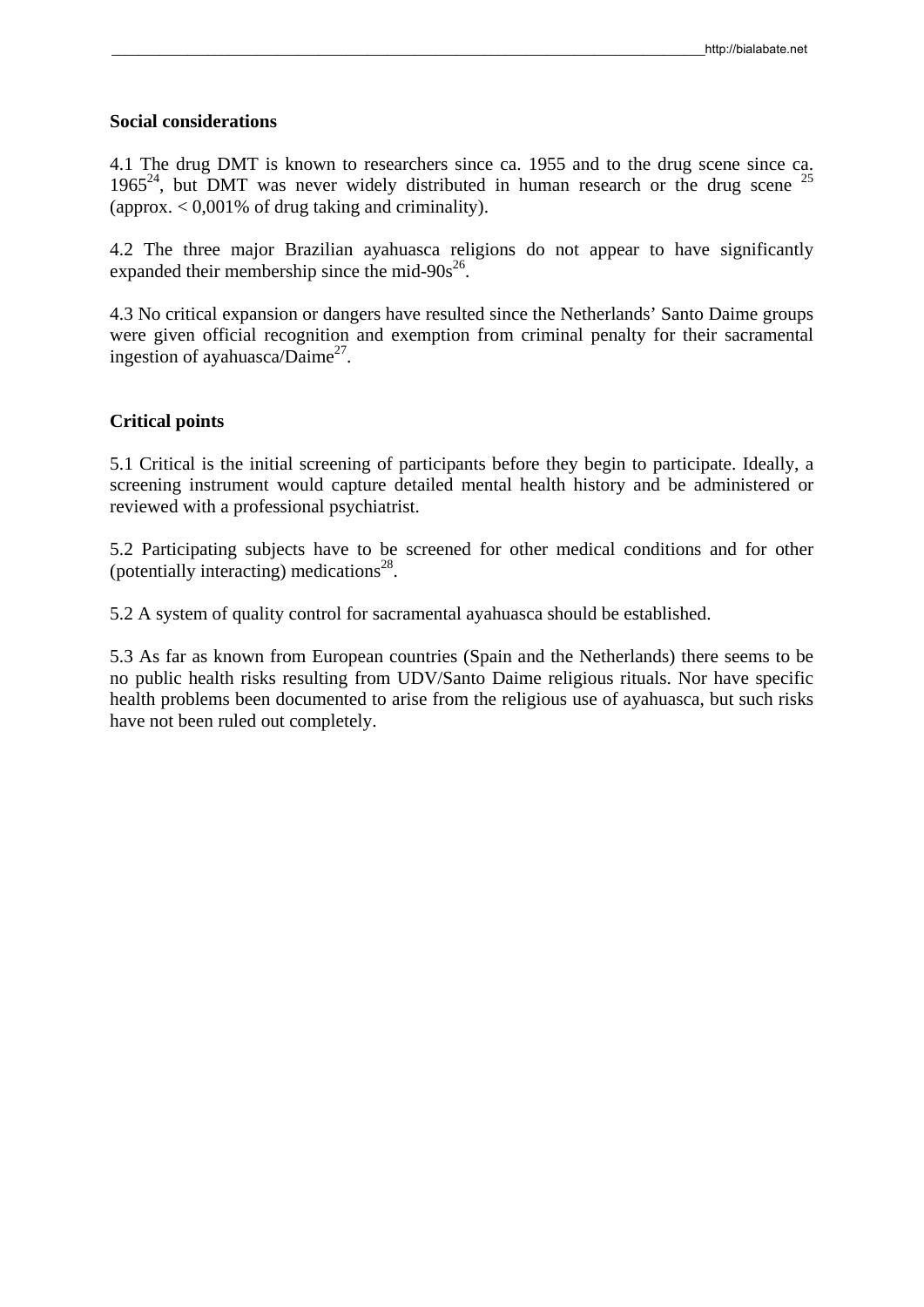**Social considerations**

4.1 The drug DMT is known to researchers since ca. 1955 and to the drug scene since ca. 1965[24], but DMT was never widely distributed in human research or the drug scene [25] (approx. < 0,001% of drug taking and criminality).

4.2 The three major Brazilian ayahuasca religions do not appear to have significantly expanded their membership since the mid-90s[26].

4.3 No critical expansion or dangers have resulted since the Netherlands' Santo Daime groups were given official recognition and exemption from criminal penalty for their sacramental ingestion of ayahuasca/Daime[27].

**Critical points**

5.1 Critical is the initial screening of participants before they begin to participate. Ideally, a screening instrument would capture detailed mental health history and be administered or reviewed with a professional psychiatrist.

5.2 Participating subjects have to be screened for other medical conditions and for other (potentially interacting) medications[28].

5.2 A system of quality control for sacramental ayahuasca should be established.

5.3 As far as known from European countries (Spain and the Netherlands) there seems to be no public health risks resulting from UDV/Santo Daime religious rituals. Nor have specific health problems been documented to arise from the religious use of ayahuasca, but such risks have not been ruled out completely.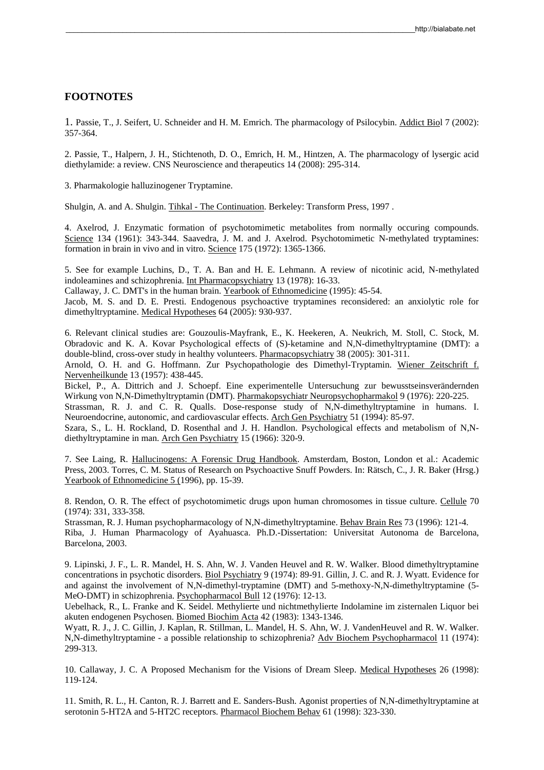## FOOTNOTES

1. Passie, T., J. Seifert, U. Schneider and H. M. Emrich. The pharmacology of Psilocybin. Addict Biol 7 (2002): 357-364.

2. Passie, T., Halpern, J. H., Stichtenoth, D. O., Emrich, H. M., Hintzen, A. The pharmacology of lysergic acid diethylamide: a review. CNS Neuroscience and therapeutics 14 (2008): 295-314.

3. Pharmakologie halluzinogener Tryptamine.

Shulgin, A. and A. Shulgin. Tihkal - The Continuation. Berkeley: Transform Press, 1997 .

4. Axelrod, J. Enzymatic formation of psychotomimetic metabolites from normally occuring compounds. Science 134 (1961): 343-344. Saavedra, J. M. and J. Axelrod. Psychotomimetic N-methylated tryptamines: formation in brain in vivo and in vitro. Science 175 (1972): 1365-1366.

5. See for example Luchins, D., T. A. Ban and H. E. Lehmann. A review of nicotinic acid, N-methylated indoleamines and schizophrenia. Int Pharmacopsychiatry 13 (1978): 16-33.
Callaway, J. C. DMT's in the human brain. Yearbook of Ethnomedicine (1995): 45-54.
Jacob, M. S. and D. E. Presti. Endogenous psychoactive tryptamines reconsidered: an anxiolytic role for dimethyltryptamine. Medical Hypotheses 64 (2005): 930-937.

6. Relevant clinical studies are: Gouzoulis-Mayfrank, E., K. Heekeren, A. Neukrich, M. Stoll, C. Stock, M. Obradovic and K. A. Kovar Psychological effects of (S)-ketamine and N,N-dimethyltryptamine (DMT): a double-blind, cross-over study in healthy volunteers. Pharmacopsychiatry 38 (2005): 301-311.
Arnold, O. H. and G. Hoffmann. Zur Psychopathologie des Dimethyl-Tryptamin. Wiener Zeitschrift f. Nervenheilkunde 13 (1957): 438-445.
Bickel, P., A. Dittrich and J. Schoepf. Eine experimentelle Untersuchung zur bewusstseinsverändernden Wirkung von N,N-Dimethyltryptamin (DMT). Pharmakopsychiatr Neuropsychopharmakol 9 (1976): 220-225.
Strassman, R. J. and C. R. Qualls. Dose-response study of N,N-dimethyltryptamine in humans. I. Neuroendocrine, autonomic, and cardiovascular effects. Arch Gen Psychiatry 51 (1994): 85-97.
Szara, S., L. H. Rockland, D. Rosenthal and J. H. Handlon. Psychological effects and metabolism of N,N-diethyltryptamine in man. Arch Gen Psychiatry 15 (1966): 320-9.

7. See Laing, R. Hallucinogens: A Forensic Drug Handbook. Amsterdam, Boston, London et al.: Academic Press, 2003. Torres, C. M. Status of Research on Psychoactive Snuff Powders. In: Rätsch, C., J. R. Baker (Hrsg.) Yearbook of Ethnomedicine 5 (1996), pp. 15-39.

8. Rendon, O. R. The effect of psychotomimetic drugs upon human chromosomes in tissue culture. Cellule 70 (1974): 331, 333-358.
Strassman, R. J. Human psychopharmacology of N,N-dimethyltryptamine. Behav Brain Res 73 (1996): 121-4.
Riba, J. Human Pharmacology of Ayahuasca. Ph.D.-Dissertation: Universitat Autonoma de Barcelona, Barcelona, 2003.

9. Lipinski, J. F., L. R. Mandel, H. S. Ahn, W. J. Vanden Heuvel and R. W. Walker. Blood dimethyltryptamine concentrations in psychotic disorders. Biol Psychiatry 9 (1974): 89-91. Gillin, J. C. and R. J. Wyatt. Evidence for and against the involvement of N,N-dimethyl-tryptamine (DMT) and 5-methoxy-N,N-dimethyltryptamine (5-MeO-DMT) in schizophrenia. Psychopharmacol Bull 12 (1976): 12-13.
Uebelhack, R., L. Franke and K. Seidel. Methylierte und nichtmethylierte Indolamine im zisternalen Liquor bei akuten endogenen Psychosen. Biomed Biochim Acta 42 (1983): 1343-1346.
Wyatt, R. J., J. C. Gillin, J. Kaplan, R. Stillman, L. Mandel, H. S. Ahn, W. J. VandenHeuvel and R. W. Walker. N,N-dimethyltryptamine - a possible relationship to schizophrenia? Adv Biochem Psychopharmacol 11 (1974): 299-313.

10. Callaway, J. C. A Proposed Mechanism for the Visions of Dream Sleep. Medical Hypotheses 26 (1998): 119-124.

11. Smith, R. L., H. Canton, R. J. Barrett and E. Sanders-Bush. Agonist properties of N,N-dimethyltryptamine at serotonin 5-HT2A and 5-HT2C receptors. Pharmacol Biochem Behav 61 (1998): 323-330.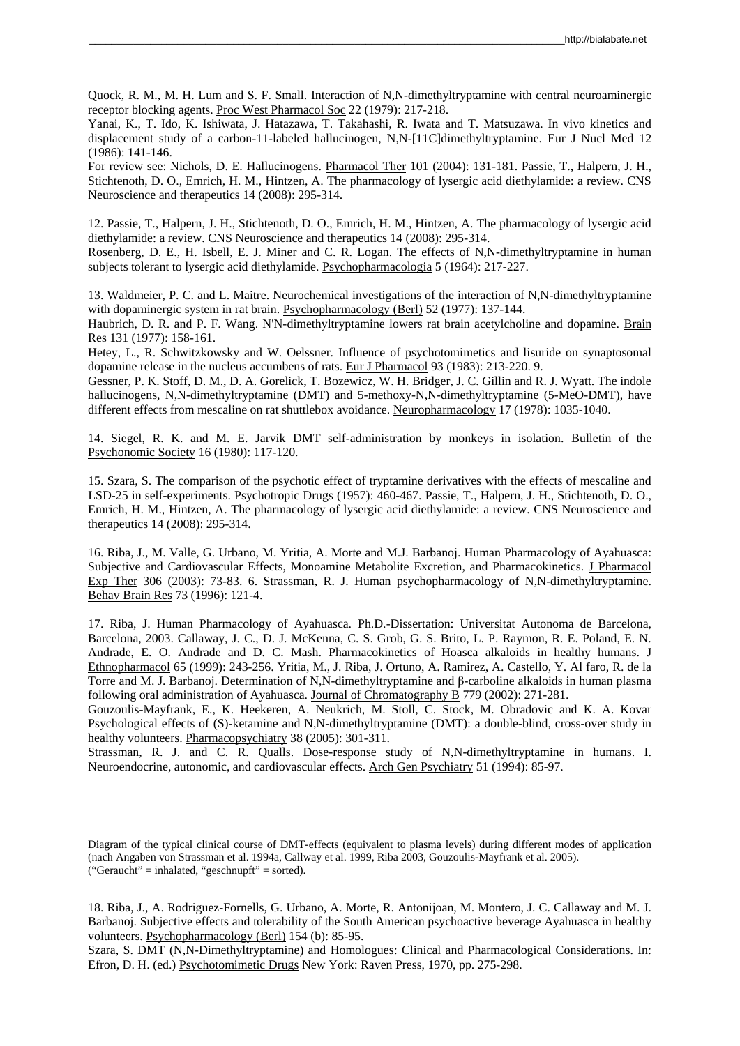Quock, R. M., M. H. Lum and S. F. Small. Interaction of N,N-dimethyltryptamine with central neuroaminergic receptor blocking agents. Proc West Pharmacol Soc 22 (1979): 217-218.
Yanai, K., T. Ido, K. Ishiwata, J. Hatazawa, T. Takahashi, R. Iwata and T. Matsuzawa. In vivo kinetics and displacement study of a carbon-11-labeled hallucinogen, N,N-[11C]dimethyltryptamine. Eur J Nucl Med 12 (1986): 141-146.
For review see: Nichols, D. E. Hallucinogens. Pharmacol Ther 101 (2004): 131-181. Passie, T., Halpern, J. H., Stichtenoth, D. O., Emrich, H. M., Hintzen, A. The pharmacology of lysergic acid diethylamide: a review. CNS Neuroscience and therapeutics 14 (2008): 295-314.

12. Passie, T., Halpern, J. H., Stichtenoth, D. O., Emrich, H. M., Hintzen, A. The pharmacology of lysergic acid diethylamide: a review. CNS Neuroscience and therapeutics 14 (2008): 295-314.
Rosenberg, D. E., H. Isbell, E. J. Miner and C. R. Logan. The effects of N,N-dimethyltryptamine in human subjects tolerant to lysergic acid diethylamide. Psychopharmacologia 5 (1964): 217-227.

13. Waldmeier, P. C. and L. Maitre. Neurochemical investigations of the interaction of N,N-dimethyltryptamine with dopaminergic system in rat brain. Psychopharmacology (Berl) 52 (1977): 137-144.
Haubrich, D. R. and P. F. Wang. N'N-dimethyltryptamine lowers rat brain acetylcholine and dopamine. Brain Res 131 (1977): 158-161.
Hetey, L., R. Schwitzkowsky and W. Oelssner. Influence of psychotomimetics and lisuride on synaptosomal dopamine release in the nucleus accumbens of rats. Eur J Pharmacol 93 (1983): 213-220. 9.
Gessner, P. K. Stoff, D. M., D. A. Gorelick, T. Bozewicz, W. H. Bridger, J. C. Gillin and R. J. Wyatt. The indole hallucinogens, N,N-dimethyltryptamine (DMT) and 5-methoxy-N,N-dimethyltryptamine (5-MeO-DMT), have different effects from mescaline on rat shuttlebox avoidance. Neuropharmacology 17 (1978): 1035-1040.

14. Siegel, R. K. and M. E. Jarvik DMT self-administration by monkeys in isolation. Bulletin of the Psychonomic Society 16 (1980): 117-120.

15. Szara, S. The comparison of the psychotic effect of tryptamine derivatives with the effects of mescaline and LSD-25 in self-experiments. Psychotropic Drugs (1957): 460-467. Passie, T., Halpern, J. H., Stichtenoth, D. O., Emrich, H. M., Hintzen, A. The pharmacology of lysergic acid diethylamide: a review. CNS Neuroscience and therapeutics 14 (2008): 295-314.

16. Riba, J., M. Valle, G. Urbano, M. Yritia, A. Morte and M.J. Barbanoj. Human Pharmacology of Ayahuasca: Subjective and Cardiovascular Effects, Monoamine Metabolite Excretion, and Pharmacokinetics. J Pharmacol Exp Ther 306 (2003): 73-83. 6. Strassman, R. J. Human psychopharmacology of N,N-dimethyltryptamine. Behav Brain Res 73 (1996): 121-4.

17. Riba, J. Human Pharmacology of Ayahuasca. Ph.D.-Dissertation: Universitat Autonoma de Barcelona, Barcelona, 2003. Callaway, J. C., D. J. McKenna, C. S. Grob, G. S. Brito, L. P. Raymon, R. E. Poland, E. N. Andrade, E. O. Andrade and D. C. Mash. Pharmacokinetics of Hoasca alkaloids in healthy humans. J Ethnopharmacol 65 (1999): 243-256. Yritia, M., J. Riba, J. Ortuno, A. Ramirez, A. Castello, Y. Al faro, R. de la Torre and M. J. Barbanoj. Determination of N,N-dimethyltryptamine and β-carboline alkaloids in human plasma following oral administration of Ayahuasca. Journal of Chromatography B 779 (2002): 271-281.
Gouzoulis-Mayfrank, E., K. Heekeren, A. Neukrich, M. Stoll, C. Stock, M. Obradovic and K. A. Kovar Psychological effects of (S)-ketamine and N,N-dimethyltryptamine (DMT): a double-blind, cross-over study in healthy volunteers. Pharmacopsychiatry 38 (2005): 301-311.
Strassman, R. J. and C. R. Qualls. Dose-response study of N,N-dimethyltryptamine in humans. I. Neuroendocrine, autonomic, and cardiovascular effects. Arch Gen Psychiatry 51 (1994): 85-97.

Diagram of the typical clinical course of DMT-effects (equivalent to plasma levels) during different modes of application (nach Angaben von Strassman et al. 1994a, Callway et al. 1999, Riba 2003, Gouzoulis-Mayfrank et al. 2005). ("Geraucht" = inhalated, "geschnupft" = sorted).

18. Riba, J., A. Rodriguez-Fornells, G. Urbano, A. Morte, R. Antonijoan, M. Montero, J. C. Callaway and M. J. Barbanoj. Subjective effects and tolerability of the South American psychoactive beverage Ayahuasca in healthy volunteers. Psychopharmacology (Berl) 154 (b): 85-95.
Szara, S. DMT (N,N-Dimethyltryptamine) and Homologues: Clinical and Pharmacological Considerations. In: Efron, D. H. (ed.) Psychotomimetic Drugs New York: Raven Press, 1970, pp. 275-298.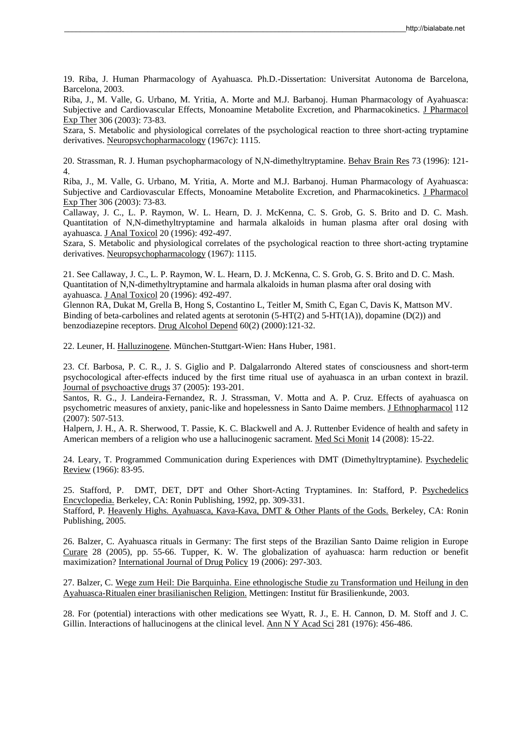19. Riba, J. Human Pharmacology of Ayahuasca. Ph.D.-Dissertation: Universitat Autonoma de Barcelona, Barcelona, 2003.

Riba, J., M. Valle, G. Urbano, M. Yritia, A. Morte and M.J. Barbanoj. Human Pharmacology of Ayahuasca: Subjective and Cardiovascular Effects, Monoamine Metabolite Excretion, and Pharmacokinetics. J Pharmacol Exp Ther 306 (2003): 73-83.

Szara, S. Metabolic and physiological correlates of the psychological reaction to three short-acting tryptamine derivatives. Neuropsychopharmacology (1967c): 1115.

20. Strassman, R. J. Human psychopharmacology of N,N-dimethyltryptamine. Behav Brain Res 73 (1996): 121-4.

Riba, J., M. Valle, G. Urbano, M. Yritia, A. Morte and M.J. Barbanoj. Human Pharmacology of Ayahuasca: Subjective and Cardiovascular Effects, Monoamine Metabolite Excretion, and Pharmacokinetics. J Pharmacol Exp Ther 306 (2003): 73-83.

Callaway, J. C., L. P. Raymon, W. L. Hearn, D. J. McKenna, C. S. Grob, G. S. Brito and D. C. Mash. Quantitation of N,N-dimethyltryptamine and harmala alkaloids in human plasma after oral dosing with ayahuasca. J Anal Toxicol 20 (1996): 492-497.

Szara, S. Metabolic and physiological correlates of the psychological reaction to three short-acting tryptamine derivatives. Neuropsychopharmacology (1967): 1115.

21. See Callaway, J. C., L. P. Raymon, W. L. Hearn, D. J. McKenna, C. S. Grob, G. S. Brito and D. C. Mash. Quantitation of N,N-dimethyltryptamine and harmala alkaloids in human plasma after oral dosing with ayahuasca. J Anal Toxicol 20 (1996): 492-497.

Glennon RA, Dukat M, Grella B, Hong S, Costantino L, Teitler M, Smith C, Egan C, Davis K, Mattson MV. Binding of beta-carbolines and related agents at serotonin (5-HT(2) and 5-HT(1A)), dopamine (D(2)) and benzodiazepine receptors. Drug Alcohol Depend 60(2) (2000):121-32.

22. Leuner, H. Halluzinogene. München-Stuttgart-Wien: Hans Huber, 1981.

23. Cf. Barbosa, P. C. R., J. S. Giglio and P. Dalgalarrondo Altered states of consciousness and short-term psychocological after-effects induced by the first time ritual use of ayahuasca in an urban context in brazil. Journal of psychoactive drugs 37 (2005): 193-201.

Santos, R. G., J. Landeira-Fernandez, R. J. Strassman, V. Motta and A. P. Cruz. Effects of ayahuasca on psychometric measures of anxiety, panic-like and hopelessness in Santo Daime members. J Ethnopharmacol 112 (2007): 507-513.

Halpern, J. H., A. R. Sherwood, T. Passie, K. C. Blackwell and A. J. Ruttenber Evidence of health and safety in American members of a religion who use a hallucinogenic sacrament. Med Sci Monit 14 (2008): 15-22.

24. Leary, T. Programmed Communication during Experiences with DMT (Dimethyltryptamine). Psychedelic Review (1966): 83-95.

25. Stafford, P. DMT, DET, DPT and Other Short-Acting Tryptamines. In: Stafford, P. Psychedelics Encyclopedia. Berkeley, CA: Ronin Publishing, 1992, pp. 309-331.

Stafford, P. Heavenly Highs. Ayahuasca, Kava-Kava, DMT & Other Plants of the Gods. Berkeley, CA: Ronin Publishing, 2005.

26. Balzer, C. Ayahuasca rituals in Germany: The first steps of the Brazilian Santo Daime religion in Europe Curare 28 (2005), pp. 55-66. Tupper, K. W. The globalization of ayahuasca: harm reduction or benefit maximization? International Journal of Drug Policy 19 (2006): 297-303.

27. Balzer, C. Wege zum Heil: Die Barquinha. Eine ethnologische Studie zu Transformation und Heilung in den Ayahuasca-Ritualen einer brasilianischen Religion. Mettingen: Institut für Brasilienkunde, 2003.

28. For (potential) interactions with other medications see Wyatt, R. J., E. H. Cannon, D. M. Stoff and J. C. Gillin. Interactions of hallucinogens at the clinical level. Ann N Y Acad Sci 281 (1976): 456-486.